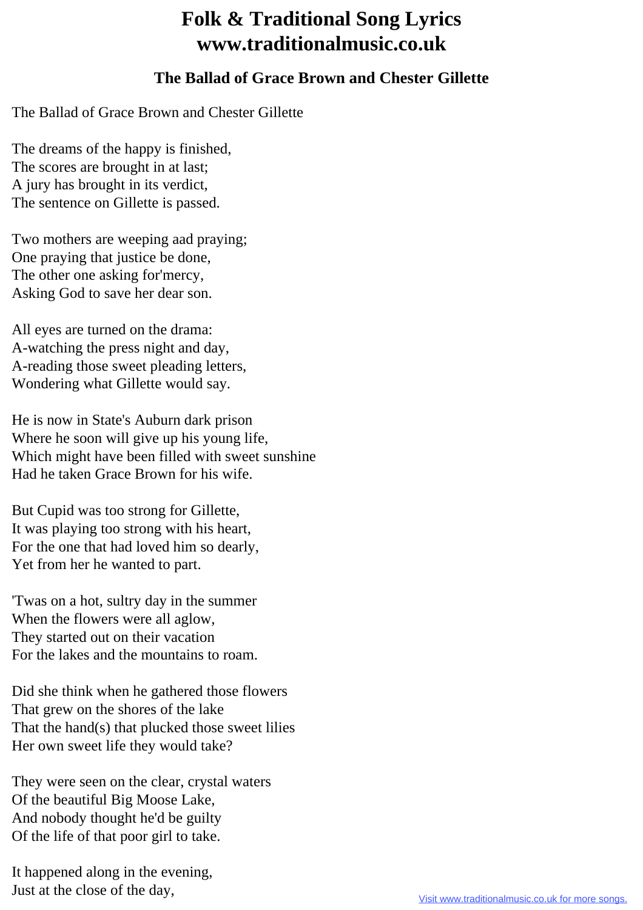# Folk & Traditional Song Lyrics
# www.traditionalmusic.co.uk

## The Ballad of Grace Brown and Chester Gillette

The Ballad of Grace Brown and Chester Gillette

The dreams of the happy is finished,
The scores are brought in at last;
A jury has brought in its verdict,
The sentence on Gillette is passed.

Two mothers are weeping aad praying;
One praying that justice be done,
The other one asking for'mercy,
Asking God to save her dear son.

All eyes are turned on the drama:
A-watching the press night and day,
A-reading those sweet pleading letters,
Wondering what Gillette would say.

He is now in State's Auburn dark prison
Where he soon will give up his young life,
Which might have been filled with sweet sunshine
Had he taken Grace Brown for his wife.

But Cupid was too strong for Gillette,
It was playing too strong with his heart,
For the one that had loved him so dearly,
Yet from her he wanted to part.

'Twas on a hot, sultry day in the summer
When the flowers were all aglow,
They started out on their vacation
For the lakes and the mountains to roam.

Did she think when he gathered those flowers
That grew on the shores of the lake
That the hand(s) that plucked those sweet lilies
Her own sweet life they would take?

They were seen on the clear, crystal waters
Of the beautiful Big Moose Lake,
And nobody thought he'd be guilty
Of the life of that poor girl to take.

It happened along in the evening,
Just at the close of the day,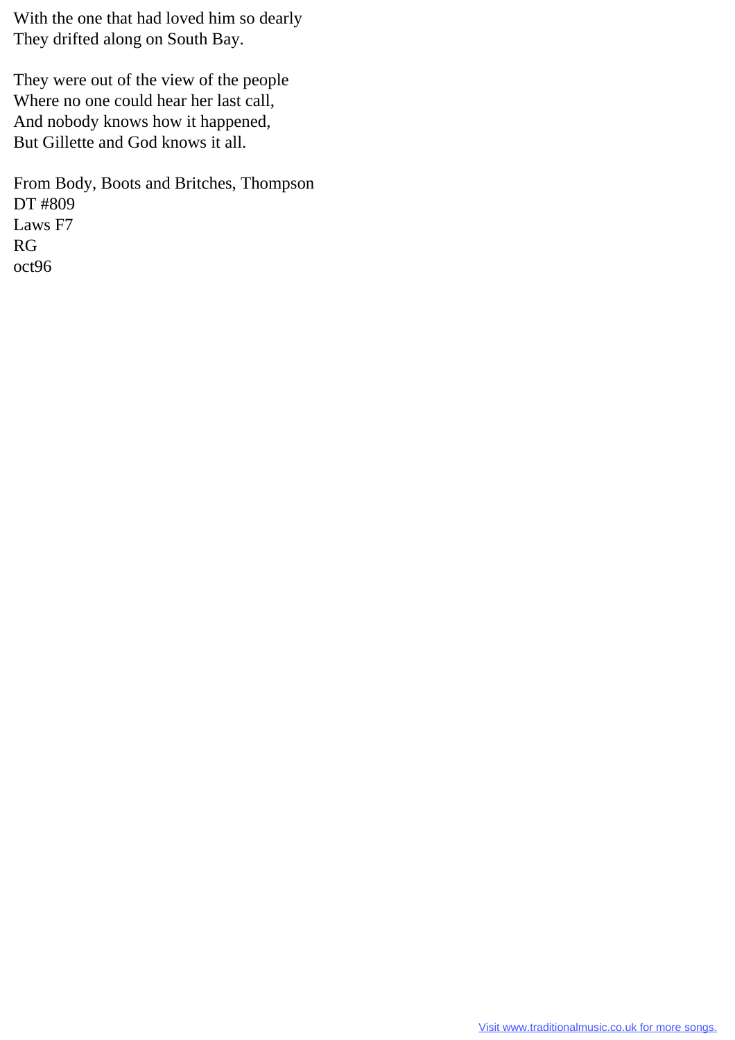With the one that had loved him so dearly
They drifted along on South Bay.

They were out of the view of the people
Where no one could hear her last call,
And nobody knows how it happened,
But Gillette and God knows it all.

From Body, Boots and Britches, Thompson
DT #809
Laws F7
RG
oct96